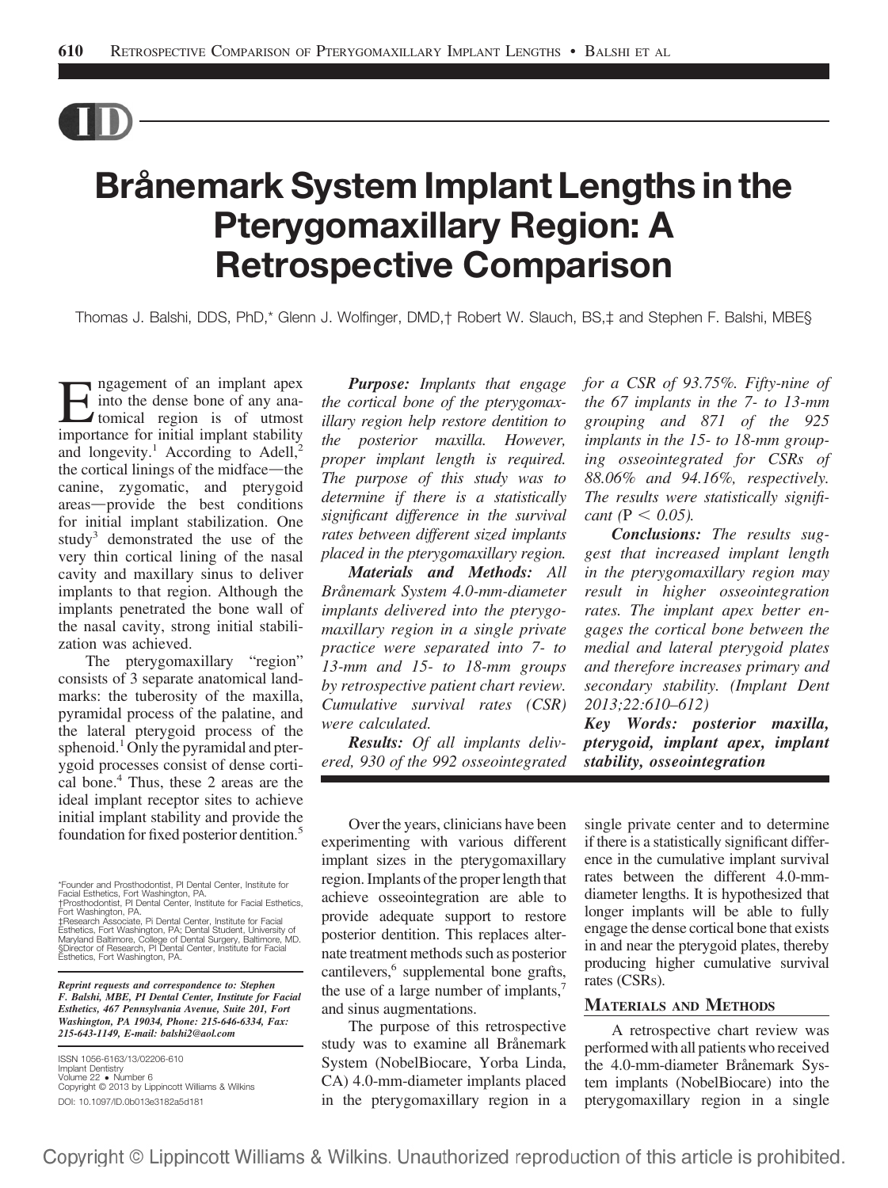# Brånemark System Implant Lengths in the Pterygomaxillary Region: A Retrospective Comparison

Thomas J. Balshi, DDS, PhD,* Glenn J. Wolfinger, DMD,† Robert W. Slauch, BS,‡ and Stephen F. Balshi, MBE§

***Purpose:*** *Implants that engage the cortical bone of the pterygomaxillary region help restore dentition to the posterior maxilla. However, proper implant length is required. The purpose of this study was to determine if there is a statistically significant difference in the survival rates between different sized implants placed in the pterygomaxillary region.*

***Materials and Methods:*** *All Brånemark System 4.0-mm-diameter implants delivered into the pterygomaxillary region in a single private practice were separated into 7- to 13-mm and 15- to 18-mm groups by retrospective patient chart review. Cumulative survival rates (CSR) were calculated.*

***Results:*** *Of all implants delivered, 930 of the 992 osseointegrated for a CSR of 93.75%. Fifty-nine of the 67 implants in the 7- to 13-mm grouping and 871 of the 925 implants in the 15- to 18-mm grouping osseointegrated for CSRs of 88.06% and 94.16%, respectively. The results were statistically significant ($P < 0.05$).*

***Conclusions:*** *The results suggest that increased implant length in the pterygomaxillary region may result in higher osseointegration rates. The implant apex better engages the cortical bone between the medial and lateral pterygoid plates and therefore increases primary and secondary stability. (Implant Dent 2013;22:610–612)*

***Key Words: posterior maxilla, pterygoid, implant apex, implant stability, osseointegration***

Engagement of an implant apex into the dense bone of any anatomical region is of utmost importance for initial implant stability and longevity.[1] According to Adell,[2] the cortical linings of the midface—the canine, zygomatic, and pterygoid areas—provide the best conditions for initial implant stabilization. One study[3] demonstrated the use of the very thin cortical lining of the nasal cavity and maxillary sinus to deliver implants to that region. Although the implants penetrated the bone wall of the nasal cavity, strong initial stabilization was achieved.

The pterygomaxillary "region" consists of 3 separate anatomical landmarks: the tuberosity of the maxilla, pyramidal process of the palatine, and the lateral pterygoid process of the sphenoid.[1] Only the pyramidal and pterygoid processes consist of dense cortical bone.[4] Thus, these 2 areas are the ideal implant receptor sites to achieve initial implant stability and provide the foundation for fixed posterior dentition.[5]

Over the years, clinicians have been experimenting with various different implant sizes in the pterygomaxillary region. Implants of the proper length that achieve osseointegration are able to provide adequate support to restore posterior dentition. This replaces alternate treatment methods such as posterior cantilevers,[6] supplemental bone grafts, the use of a large number of implants,[7] and sinus augmentations.

The purpose of this retrospective study was to examine all Brånemark System (NobelBiocare, Yorba Linda, CA) 4.0-mm-diameter implants placed in the pterygomaxillary region in a single private center and to determine if there is a statistically significant difference in the cumulative implant survival rates between the different 4.0-mm-diameter lengths. It is hypothesized that longer implants will be able to fully engage the dense cortical bone that exists in and near the pterygoid plates, thereby producing higher cumulative survival rates (CSRs).

## Materials and Methods

A retrospective chart review was performed with all patients who received the 4.0-mm-diameter Brånemark System implants (NobelBiocare) into the pterygomaxillary region in a single

*Founder and Prosthodontist, PI Dental Center, Institute for Facial Esthetics, Fort Washington, PA.
†Prosthodontist, PI Dental Center, Institute for Facial Esthetics, Fort Washington, PA.
‡Research Associate, PI Dental Center, Institute for Facial Esthetics, Fort Washington, PA; Dental Student, University of Maryland Baltimore, College of Dental Surgery, Baltimore, MD.
§Director of Research, PI Dental Center, Institute for Facial Esthetics, Fort Washington, PA.

***Reprint requests and correspondence to: Stephen F. Balshi, MBE, PI Dental Center, Institute for Facial Esthetics, 467 Pennsylvania Avenue, Suite 201, Fort Washington, PA 19034, Phone: 215-646-6334, Fax: 215-643-1149, E-mail: balshi2@aol.com***

ISSN 1056-6163/13/02206-610
Implant Dentistry
Volume 22 • Number 6
Copyright © 2013 by Lippincott Williams & Wilkins
DOI: 10.1097/ID.0b013e3182a5d181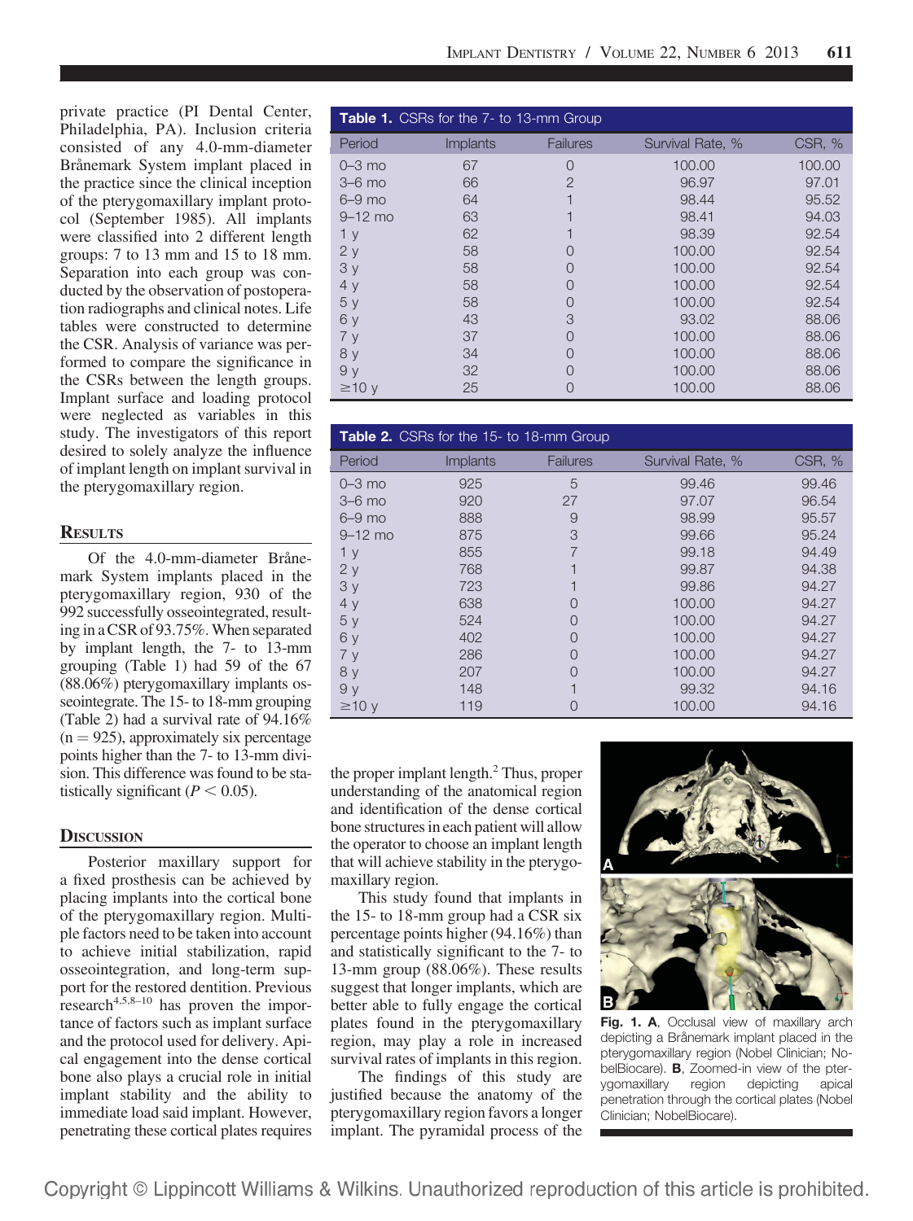private practice (PI Dental Center, Philadelphia, PA). Inclusion criteria consisted of any 4.0-mm-diameter Brånemark System implant placed in the practice since the clinical inception of the pterygomaxillary implant protocol (September 1985). All implants were classified into 2 different length groups: 7 to 13 mm and 15 to 18 mm. Separation into each group was conducted by the observation of postoperation radiographs and clinical notes. Life tables were constructed to determine the CSR. Analysis of variance was performed to compare the significance in the CSRs between the length groups. Implant surface and loading protocol were neglected as variables in this study. The investigators of this report desired to solely analyze the influence of implant length on implant survival in the pterygomaxillary region.

## Results

Of the 4.0-mm-diameter Brånemark System implants placed in the pterygomaxillary region, 930 of the 992 successfully osseointegrated, resulting in a CSR of 93.75%. When separated by implant length, the 7- to 13-mm grouping (Table 1) had 59 of the 67 (88.06%) pterygomaxillary implants osseointegrate. The 15- to 18-mm grouping (Table 2) had a survival rate of 94.16% (n = 925), approximately six percentage points higher than the 7- to 13-mm division. This difference was found to be statistically significant ($P < 0.05$).

**Table 1.** CSRs for the 7- to 13-mm Group

| Period | Implants | Failures | Survival Rate, % | CSR, % |
|---|---|---|---|---|
| 0–3 mo | 67 | 0 | 100.00 | 100.00 |
| 3–6 mo | 66 | 2 | 96.97 | 97.01 |
| 6–9 mo | 64 | 1 | 98.44 | 95.52 |
| 9–12 mo | 63 | 1 | 98.41 | 94.03 |
| 1 y | 62 | 1 | 98.39 | 92.54 |
| 2 y | 58 | 0 | 100.00 | 92.54 |
| 3 y | 58 | 0 | 100.00 | 92.54 |
| 4 y | 58 | 0 | 100.00 | 92.54 |
| 5 y | 58 | 0 | 100.00 | 92.54 |
| 6 y | 43 | 3 | 93.02 | 88.06 |
| 7 y | 37 | 0 | 100.00 | 88.06 |
| 8 y | 34 | 0 | 100.00 | 88.06 |
| 9 y | 32 | 0 | 100.00 | 88.06 |
| ≥10 y | 25 | 0 | 100.00 | 88.06 |

**Table 2.** CSRs for the 15- to 18-mm Group

| Period | Implants | Failures | Survival Rate, % | CSR, % |
|---|---|---|---|---|
| 0–3 mo | 925 | 5 | 99.46 | 99.46 |
| 3–6 mo | 920 | 27 | 97.07 | 96.54 |
| 6–9 mo | 888 | 9 | 98.99 | 95.57 |
| 9–12 mo | 875 | 3 | 99.66 | 95.24 |
| 1 y | 855 | 7 | 99.18 | 94.49 |
| 2 y | 768 | 1 | 99.87 | 94.38 |
| 3 y | 723 | 1 | 99.86 | 94.27 |
| 4 y | 638 | 0 | 100.00 | 94.27 |
| 5 y | 524 | 0 | 100.00 | 94.27 |
| 6 y | 402 | 0 | 100.00 | 94.27 |
| 7 y | 286 | 0 | 100.00 | 94.27 |
| 8 y | 207 | 0 | 100.00 | 94.27 |
| 9 y | 148 | 1 | 99.32 | 94.16 |
| ≥10 y | 119 | 0 | 100.00 | 94.16 |

## Discussion

Posterior maxillary support for a fixed prosthesis can be achieved by placing implants into the cortical bone of the pterygomaxillary region. Multiple factors need to be taken into account to achieve initial stabilization, rapid osseointegration, and long-term support for the restored dentition. Previous research[4,5,8–10] has proven the importance of factors such as implant surface and the protocol used for delivery. Apical engagement into the dense cortical bone also plays a crucial role in initial implant stability and the ability to immediate load said implant. However, penetrating these cortical plates requires the proper implant length.[2] Thus, proper understanding of the anatomical region and identification of the dense cortical bone structures in each patient will allow the operator to choose an implant length that will achieve stability in the pterygomaxillary region.

This study found that implants in the 15- to 18-mm group had a CSR six percentage points higher (94.16%) than and statistically significant to the 7- to 13-mm group (88.06%). These results suggest that longer implants, which are better able to fully engage the cortical plates found in the pterygomaxillary region, may play a role in increased survival rates of implants in this region.

The findings of this study are justified because the anatomy of the pterygomaxillary region favors a longer implant. The pyramidal process of the

**Fig. 1. A**, Occlusal view of maxillary arch depicting a Brånemark implant placed in the pterygomaxillary region (Nobel Clinician; NobelBiocare). **B**, Zoomed-in view of the pterygomaxillary region depicting apical penetration through the cortical plates (Nobel Clinician; NobelBiocare).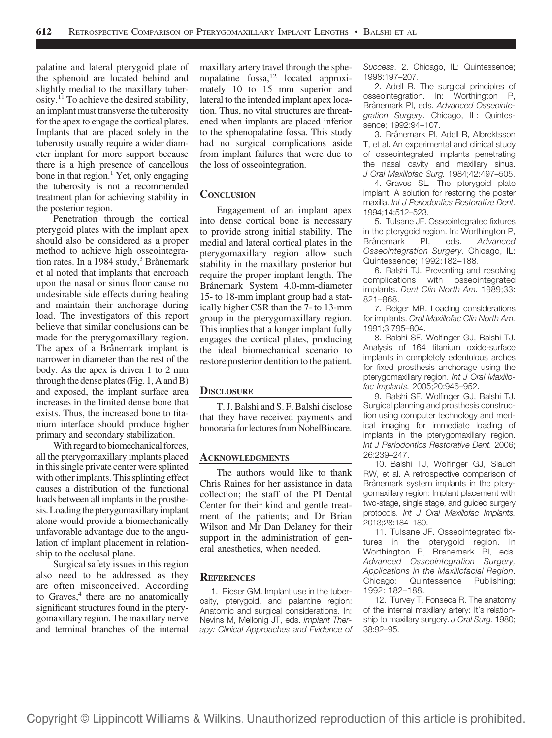palatine and lateral pterygoid plate of the sphenoid are located behind and slightly medial to the maxillary tuberosity.[11] To achieve the desired stability, an implant must transverse the tuberosity for the apex to engage the cortical plates. Implants that are placed solely in the tuberosity usually require a wider diameter implant for more support because there is a high presence of cancellous bone in that region.[1] Yet, only engaging the tuberosity is not a recommended treatment plan for achieving stability in the posterior region.

Penetration through the cortical pterygoid plates with the implant apex should also be considered as a proper method to achieve high osseointegration rates. In a 1984 study,[3] Brånemark et al noted that implants that encroach upon the nasal or sinus floor cause no undesirable side effects during healing and maintain their anchorage during load. The investigators of this report believe that similar conclusions can be made for the pterygomaxillary region. The apex of a Brånemark implant is narrower in diameter than the rest of the body. As the apex is driven 1 to 2 mm through the dense plates (Fig. 1, A and B) and exposed, the implant surface area increases in the limited dense bone that exists. Thus, the increased bone to titanium interface should produce higher primary and secondary stabilization.

With regard to biomechanical forces, all the pterygomaxillary implants placed in this single private center were splinted with other implants. This splinting effect causes a distribution of the functional loads between all implants in the prosthesis. Loading the pterygomaxillary implant alone would provide a biomechanically unfavorable advantage due to the angulation of implant placement in relationship to the occlusal plane.

Surgical safety issues in this region also need to be addressed as they are often misconceived. According to Graves,[4] there are no anatomically significant structures found in the pterygomaxillary region. The maxillary nerve and terminal branches of the internal maxillary artery travel through the sphenopalatine fossa,[12] located approximately 10 to 15 mm superior and lateral to the intended implant apex location. Thus, no vital structures are threatened when implants are placed inferior to the sphenopalatine fossa. This study had no surgical complications aside from implant failures that were due to the loss of osseointegration.

## Conclusion

Engagement of an implant apex into dense cortical bone is necessary to provide strong initial stability. The medial and lateral cortical plates in the pterygomaxillary region allow such stability in the maxillary posterior but require the proper implant length. The Brånemark System 4.0-mm-diameter 15- to 18-mm implant group had a statically higher CSR than the 7- to 13-mm group in the pterygomaxillary region. This implies that a longer implant fully engages the cortical plates, producing the ideal biomechanical scenario to restore posterior dentition to the patient.

## Disclosure

T. J. Balshi and S. F. Balshi disclose that they have received payments and honoraria for lectures from NobelBiocare.

## Acknowledgments

The authors would like to thank Chris Raines for her assistance in data collection; the staff of the PI Dental Center for their kind and gentle treatment of the patients; and Dr Brian Wilson and Mr Dan Delaney for their support in the administration of general anesthetics, when needed.

## References

1. Rieser GM. Implant use in the tuberosity, pterygoid, and palantine region: Anatomic and surgical considerations. In: Nevins M, Mellonig JT, eds. *Implant Therapy: Clinical Approaches and Evidence of Success*. 2. Chicago, IL: Quintessence; 1998:197–207.
2. Adell R. The surgical principles of osseointegration. In: Worthington P, Brånemark PI, eds. *Advanced Osseointegration Surgery*. Chicago, IL: Quintessence; 1992:94–107.
3. Brånemark PI, Adell R, Albrektsson T, et al. An experimental and clinical study of osseointegrated implants penetrating the nasal cavity and maxillary sinus. *J Oral Maxillofac Surg.* 1984;42:497–505.
4. Graves SL. The pterygoid plate implant. A solution for restoring the poster maxilla. *Int J Periodontics Restorative Dent.* 1994;14:512–523.
5. Tulsane JF. Osseointegrated fixtures in the pterygoid region. In: Worthington P, Brånemark PI, eds. *Advanced Osseointegration Surgery*. Chicago, IL: Quintessence; 1992:182–188.
6. Balshi TJ. Preventing and resolving complications with osseointegrated implants. *Dent Clin North Am.* 1989;33:821–868.
7. Reiger MR. Loading considerations for implants. *Oral Maxillofac Clin North Am.* 1991;3:795–804.
8. Balshi SF, Wolfinger GJ, Balshi TJ. Analysis of 164 titanium oxide-surface implants in completely edentulous arches for fixed prosthesis anchorage using the pterygomaxillary region. *Int J Oral Maxillofac Implants.* 2005;20:946–952.
9. Balshi SF, Wolfinger GJ, Balshi TJ. Surgical planning and prosthesis construction using computer technology and medical imaging for immediate loading of implants in the pterygomaxillary region. *Int J Periodontics Restorative Dent.* 2006;26:239–247.
10. Balshi TJ, Wolfinger GJ, Slauch RW, et al. A retrospective comparison of Brånemark system implants in the pterygomaxillary region: Implant placement with two-stage, single stage, and guided surgery protocols. *Int J Oral Maxillofac Implants.* 2013;28:184–189.
11. Tulsane JF. Osseointegrated fixtures in the pterygoid region. In Worthington P, Branemark PI, eds. *Advanced Osseointegration Surgery, Applications in the Maxillofacial Region*. Chicago: Quintessence Publishing; 1992: 182–188.
12. Turvey T, Fonseca R. The anatomy of the internal maxillary artery: It's relationship to maxillary surgery. *J Oral Surg.* 1980;38:92–95.